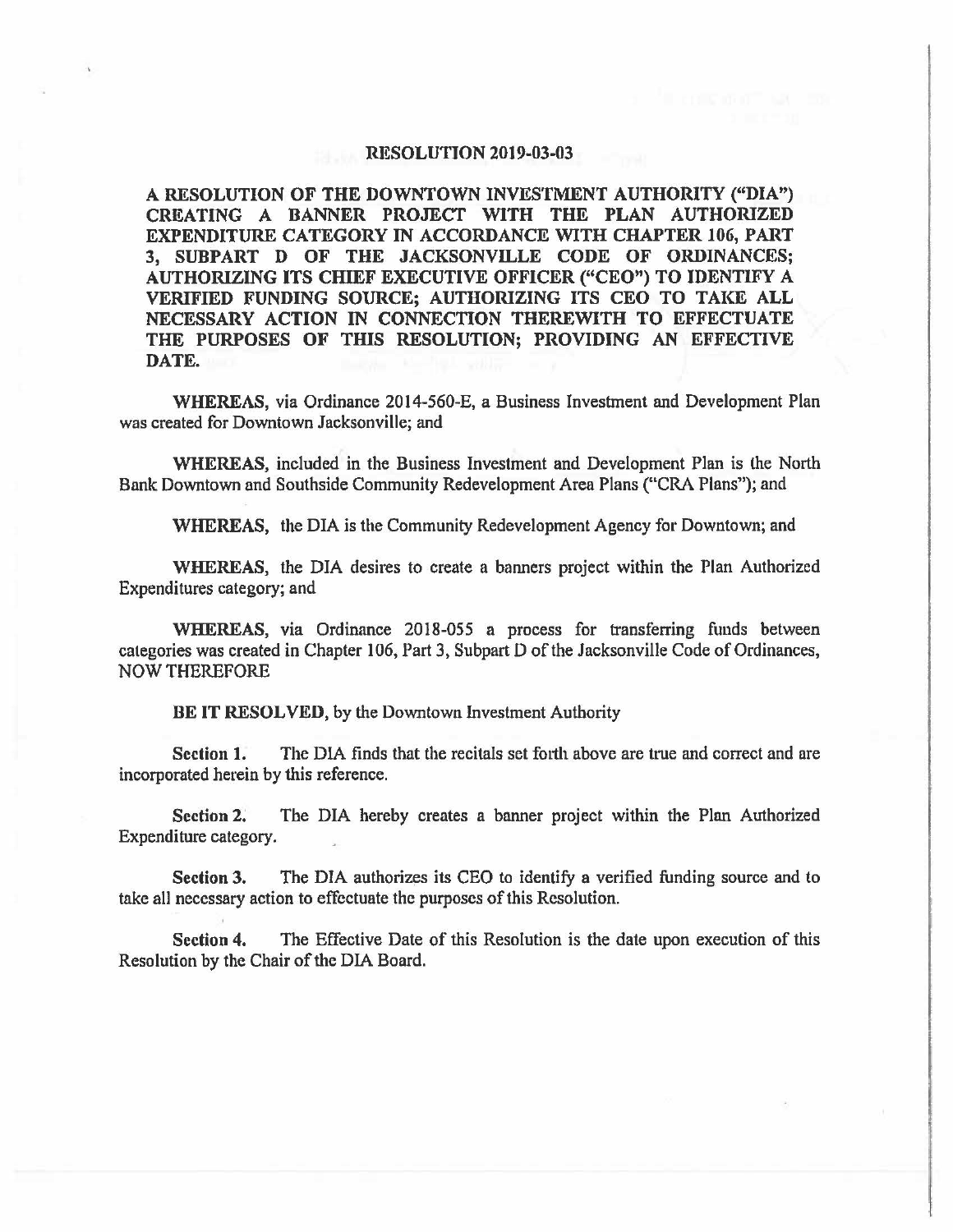# RESOLUTION 2019-03-03

**A RESOLUTION OF THE DOWNTOWN INVESTMENT AUTHORITY ("DIA") CREATING A BANNER PROJECT WITH THE PLAN AUTHORIZED EXPENDITURE CATEGORY IN ACCORDANCE WITH CHAPTER 106, PART 3, SUBPART D OF THE JACKSONVILLE CODE OF ORDINANCES; AUTHORIZING ITS CHIEF EXECUTIVE OFFICER ("CEO") TO IDENTIFY A VERIFIED FUNDING SOURCE; AUTHORIZING ITS CEO TO TAKE ALL NECESSARY ACTION IN CONNECTION THEREWITH TO EFFECTUATE THE PURPOSES OF THIS RESOLUTION; PROVIDING AN EFFECTIVE DATE.**

**WHEREAS,** via Ordinance 2014-560-E, a Business Investment and Development Plan was created for Downtown Jacksonville; and

**WHEREAS,** included in the Business Investment and Development Plan is the North Bank Downtown and Southside Community Redevelopment Area Plans ("CRA Plans"); and

**WHEREAS,** the DIA is the Community Redevelopment Agency for Downtown; and

**WHEREAS,** the DIA desires to create a banners project within the Plan Authorized Expenditures category; and

**WHEREAS,** via Ordinance 2018-055 a process for transferring funds between categories was created in Chapter 106, Part 3, Subpart D of the Jacksonville Code of Ordinances, NOW THEREFORE

**BE IT RESOLVED,** by the Downtown Investment Authority

**Section 1.** The DIA finds that the recitals set forth above are true and correct and are incorporated herein by this reference.

**Section 2.** The DIA hereby creates a banner project within the Plan Authorized Expenditure category.

**Section 3.** The DIA authorizes its CEO to identify a verified funding source and to take all necessary action to effectuate the purposes of this Resolution.

**Section 4.** The Effective Date of this Resolution is the date upon execution of this Resolution by the Chair of the DIA Board.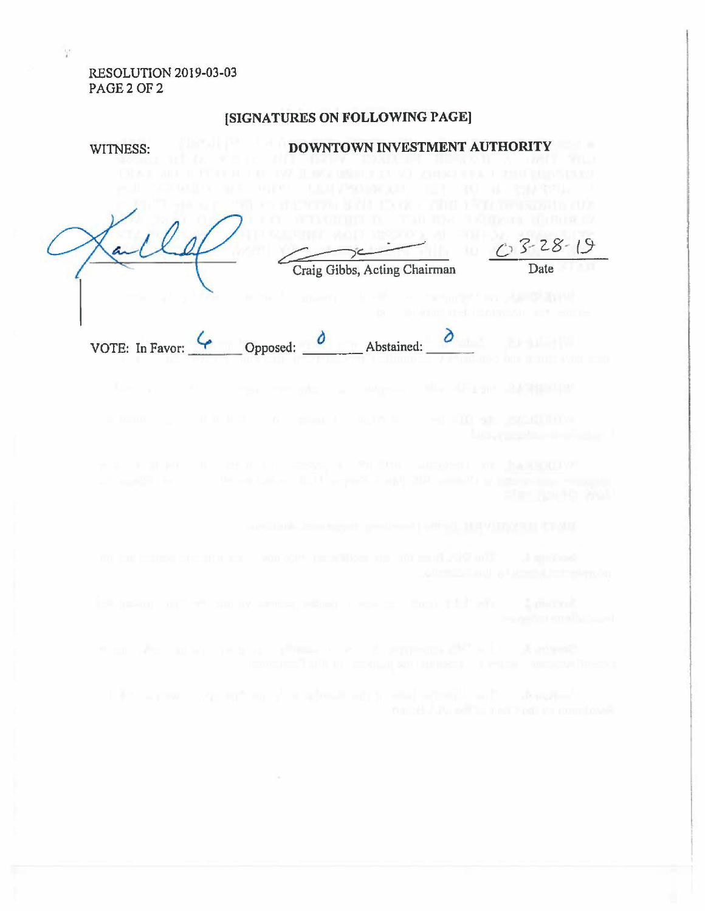RESOLUTION 2019-03-03
PAGE 2 OF 2

**[SIGNATURES ON FOLLOWING PAGE]**

WITNESS: **DOWNTOWN INVESTMENT AUTHORITY**

Craig Gibbs, Acting Chairman

03-28-19
Date

VOTE: In Favor: 6 Opposed: 0 Abstained: 0